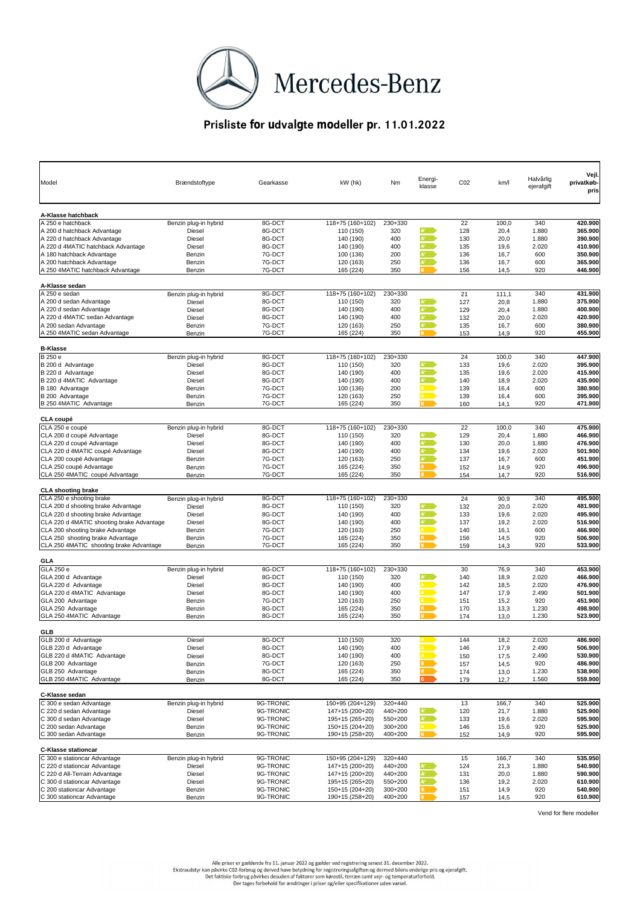Mercedes-Benz

# Prisliste for udvalgte modeller pr. 11.01.2022

| Model | Brændstoftype | Gearkasse | kW (hk) | Nm | Energi-klasse | C02 | km/l | Halvårlig ejerafgift | Vejl. privatkøb-pris |
|---|---|---|---|---|---|---|---|---|---|
| **A-Klasse hatchback** | | | | | | | | | |
| A 250 e hatchback | Benzin plug-in hybrid | 8G-DCT | 118+75 (160+102) | 230+330 | | 22 | 100,0 | 340 | **420.900** |
| A 200 d hatchback Advantage | Diesel | 8G-DCT | 110 (150) | 320 | A+ | 128 | 20,4 | 1.880 | **365.900** |
| A 220 d hatchback Advantage | Diesel | 8G-DCT | 140 (190) | 400 | A+ | 130 | 20,0 | 1.880 | **390.900** |
| A 220 d 4MATIC hatchback Advantage | Diesel | 8G-DCT | 140 (190) | 400 | A+ | 135 | 19,6 | 2.020 | **410.900** |
| A 180 hatchback Advantage | Benzin | 7G-DCT | 100 (136) | 200 | A+ | 136 | 16,7 | 600 | **350.900** |
| A 200 hatchback Advantage | Benzin | 7G-DCT | 120 (163) | 250 | A+ | 136 | 16,7 | 600 | **365.900** |
| A 250 4MATIC hatchback Advantage | Benzin | 7G-DCT | 165 (224) | 350 | B | 156 | 14,5 | 920 | **446.900** |
| **A-Klasse sedan** | | | | | | | | | |
| A 250 e sedan | Benzin plug-in hybrid | 8G-DCT | 118+75 (160+102) | 230+330 | | 21 | 111,1 | 340 | **431.900** |
| A 200 d sedan Advantage | Diesel | 8G-DCT | 110 (150) | 320 | A+ | 127 | 20,8 | 1.880 | **375.900** |
| A 220 d sedan Advantage | Diesel | 8G-DCT | 140 (190) | 400 | A+ | 129 | 20,4 | 1.880 | **400.900** |
| A 220 d 4MATIC sedan Advantage | Diesel | 8G-DCT | 140 (190) | 400 | A+ | 132 | 20,0 | 2.020 | **420.900** |
| A 200 sedan Advantage | Benzin | 7G-DCT | 120 (163) | 250 | A+ | 135 | 16,7 | 600 | **380.900** |
| A 250 4MATIC sedan Advantage | Benzin | 7G-DCT | 165 (224) | 350 | B | 153 | 14,9 | 920 | **455.900** |
| **B-Klasse** | | | | | | | | | |
| B 250 e | Benzin plug-in hybrid | 8G-DCT | 118+75 (160+102) | 230+330 | | 24 | 100,0 | 340 | **447.900** |
| B 200 d Advantage | Diesel | 8G-DCT | 110 (150) | 320 | A+ | 133 | 19,6 | 2.020 | **395.900** |
| B 220 d Advantage | Diesel | 8G-DCT | 140 (190) | 400 | A+ | 135 | 19,6 | 2.020 | **415.900** |
| B 220 d 4MATIC Advantage | Diesel | 8G-DCT | 140 (190) | 400 | A+ | 140 | 18,9 | 2.020 | **435.900** |
| B 180 Advantage | Benzin | 7G-DCT | 100 (136) | 200 | A | 139 | 16,4 | 600 | **380.900** |
| B 200 Advantage | Benzin | 7G-DCT | 120 (163) | 250 | A | 139 | 16,4 | 600 | **395.900** |
| B 250 4MATIC Advantage | Benzin | 7G-DCT | 165 (224) | 350 | B | 160 | 14,1 | 920 | **471.900** |
| **CLA coupé** | | | | | | | | | |
| CLA 250 e coupé | Benzin plug-in hybrid | 8G-DCT | 118+75 (160+102) | 230+330 | | 22 | 100,0 | 340 | **475.900** |
| CLA 200 d coupé Advantage | Diesel | 8G-DCT | 110 (150) | 320 | A+ | 129 | 20,4 | 1.880 | **466.900** |
| CLA 220 d coupé Advantage | Diesel | 8G-DCT | 140 (190) | 400 | A+ | 130 | 20,0 | 1.880 | **476.900** |
| CLA 220 d 4MATIC coupé Advantage | Diesel | 8G-DCT | 140 (190) | 400 | A+ | 134 | 19,6 | 2.020 | **501.900** |
| CLA 200 coupé Advantage | Benzin | 7G-DCT | 120 (163) | 250 | A+ | 137 | 16,7 | 600 | **451.900** |
| CLA 250 coupé Advantage | Benzin | 7G-DCT | 165 (224) | 350 | B | 152 | 14,9 | 920 | **496.900** |
| CLA 250 4MATIC coupé Advantage | Benzin | 7G-DCT | 165 (224) | 350 | B | 154 | 14,7 | 920 | **516.900** |
| **CLA shooting brake** | | | | | | | | | |
| CLA 250 e shooting brake | Benzin plug-in hybrid | 8G-DCT | 118+75 (160+102) | 230+330 | | 24 | 90,9 | 340 | **495.900** |
| CLA 200 d shooting brake Advantage | Diesel | 8G-DCT | 110 (150) | 320 | A+ | 132 | 20,0 | 2.020 | **481.900** |
| CLA 220 d shooting brake Advantage | Diesel | 8G-DCT | 140 (190) | 400 | A+ | 133 | 19,6 | 2.020 | **495.900** |
| CLA 220 d 4MATIC shooting brake Advantage | Diesel | 8G-DCT | 140 (190) | 400 | A+ | 137 | 19,2 | 2.020 | **516.900** |
| CLA 200 shooting brake Advantage | Benzin | 7G-DCT | 120 (163) | 250 | A | 140 | 16,1 | 600 | **466.900** |
| CLA 250 shooting brake Advantage | Benzin | 7G-DCT | 165 (224) | 350 | B | 156 | 14,5 | 920 | **506.900** |
| CLA 250 4MATIC shooting brake Advantage | Benzin | 7G-DCT | 165 (224) | 350 | B | 159 | 14,3 | 920 | **533.900** |
| **GLA** | | | | | | | | | |
| GLA 250 e | Benzin plug-in hybrid | 8G-DCT | 118+75 (160+102) | 230+330 | | 30 | 76,9 | 340 | **453.900** |
| GLA 200 d Advantage | Diesel | 8G-DCT | 110 (150) | 320 | A+ | 140 | 18,9 | 2.020 | **466.900** |
| GLA 220 d Advantage | Diesel | 8G-DCT | 140 (190) | 400 | A | 142 | 18,5 | 2.020 | **476.900** |
| GLA 220 d 4MATIC Advantage | Diesel | 8G-DCT | 140 (190) | 400 | A | 147 | 17,9 | 2.490 | **501.900** |
| GLA 200 Advantage | Benzin | 7G-DCT | 120 (163) | 250 | A | 151 | 15,2 | 920 | **451.900** |
| GLA 250 Advantage | Benzin | 8G-DCT | 165 (224) | 350 | B | 170 | 13,3 | 1.230 | **498.900** |
| GLA 250 4MATIC Advantage | Benzin | 8G-DCT | 165 (224) | 350 | B | 174 | 13,0 | 1.230 | **523.900** |
| **GLB** | | | | | | | | | |
| GLB 200 d Advantage | Diesel | 8G-DCT | 110 (150) | 320 | A | 144 | 18,2 | 2.020 | **486.900** |
| GLB 220 d Advantage | Diesel | 8G-DCT | 140 (190) | 400 | A | 146 | 17,9 | 2.490 | **506.900** |
| GLB 220 d 4MATIC Advantage | Diesel | 8G-DCT | 140 (190) | 400 | A | 150 | 17,5 | 2.490 | **530.900** |
| GLB 200 Advantage | Benzin | 7G-DCT | 120 (163) | 250 | B | 157 | 14,5 | 920 | **486.900** |
| GLB 250 Advantage | Benzin | 8G-DCT | 165 (224) | 350 | B | 174 | 13,0 | 1.230 | **538.900** |
| GLB 250 4MATIC Advantage | Benzin | 8G-DCT | 165 (224) | 350 | C | 179 | 12,7 | 1.560 | **559.900** |
| **C-Klasse sedan** | | | | | | | | | |
| C 300 e sedan Advantage | Benzin plug-in hybrid | 9G-TRONIC | 150+95 (204+129) | 320+440 | | 13 | 166,7 | 340 | **525.900** |
| C 220 d sedan Advantage | Diesel | 9G-TRONIC | 147+15 (200+20) | 440+200 | A+ | 120 | 21,7 | 1.880 | **525.900** |
| C 300 d sedan Advantage | Diesel | 9G-TRONIC | 195+15 (265+20) | 550+200 | A+ | 133 | 19,6 | 2.020 | **595.900** |
| C 200 sedan Advantage | Benzin | 9G-TRONIC | 150+15 (204+20) | 300+200 | A | 146 | 15,6 | 920 | **525.900** |
| C 300 sedan Advantage | Benzin | 9G-TRONIC | 190+15 (258+20) | 400+200 | B | 152 | 14,9 | 920 | **595.900** |
| **C-Klasse stationcar** | | | | | | | | | |
| C 300 e stationcar Advantage | Benzin plug-in hybrid | 9G-TRONIC | 150+95 (204+129) | 320+440 | | 15 | 166,7 | 340 | **535.950** |
| C 220 d stationcar Advantage | Diesel | 9G-TRONIC | 147+15 (200+20) | 440+200 | A+ | 124 | 21,3 | 1.880 | **540.900** |
| C 220 d All-Terrain Advantage | Diesel | 9G-TRONIC | 147+15 (200+20) | 440+200 | A+ | 131 | 20,0 | 1.880 | **590.900** |
| C 300 d stationcar Advantage | Diesel | 9G-TRONIC | 195+15 (265+20) | 550+200 | A+ | 136 | 19,2 | 2.020 | **610.900** |
| C 200 stationcar Advantage | Benzin | 9G-TRONIC | 150+15 (204+20) | 300+200 | B | 151 | 14,9 | 920 | **540.900** |
| C 300 stationcar Advantage | Benzin | 9G-TRONIC | 190+15 (258+20) | 400+200 | B | 157 | 14,5 | 920 | **610.900** |

Vend for flere modeller

Alle priser er gældende fra 11. januar 2022 og gælder ved registrering senest 31. december 2022.
Ekstraudstyr kan påvirke CO2-forbrug og derved have betydning for registreringsafgiften og dermed bilens endelige pris og ejerafgift.
Det faktiske forbrug påvirkes desuden af faktorer som kørestil, terræn samt vejr- og temperaturforhold.
Der tages forbehold for ændringer i priser og/eller specifikationer uden varsel.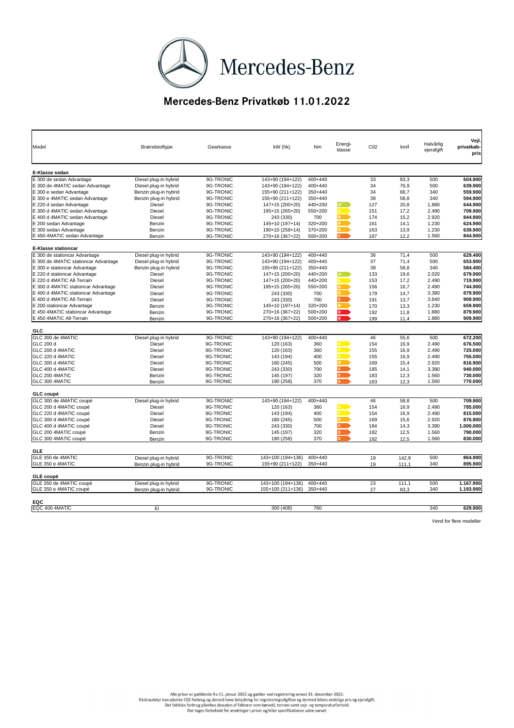# Mercedes-Benz

## Mercedes-Benz Privatkøb 11.01.2022

| Model | Brændstoftype | Gearkasse | kW (hk) | Nm | Energi-klasse | C02 | km/l | Halvårlig ejerafgift | Vejl. privatkøb-pris |
|---|---|---|---|---|---|---|---|---|---|
| **E-Klasse sedan** | | | | | | | | | |
| E 300 de sedan Advantage | Diesel plug-in hybrid | 9G-TRONIC | 143+90 (194+122) | 400+440 | | 33 | 83,3 | 500 | **604.900** |
| E 300 de 4MATIC sedan Advantage | Diesel plug-in hybrid | 9G-TRONIC | 143+90 (194+122) | 400+440 | | 34 | 76,9 | 500 | **639.900** |
| E 300 e sedan Advantage | Benzin plug-in hybrid | 9G-TRONIC | 155+90 (211+122) | 350+440 | | 34 | 66,7 | 340 | **559.900** |
| E 300 e 4MATIC sedan Advantage | Benzin plug-in hybrid | 9G-TRONIC | 155+90 (211+122) | 350+440 | | 38 | 58,8 | 340 | **594.900** |
| E 220 d sedan Advantage | Diesel | 9G-TRONIC | 147+15 (200+20) | 440+200 | A+ | 127 | 20,8 | 1.880 | **644.900** |
| E 300 d 4MATIC sedan Advantage | Diesel | 9G-TRONIC | 195+15 (265+20) | 550+200 | A | 151 | 17,2 | 2.490 | **709.900** |
| E 400 d 4MATIC sedan Advantage | Diesel | 9G-TRONIC | 243 (330) | 700 | B | 174 | 15,2 | 2.920 | **844.900** |
| E 200 sedan Advantage | Benzin | 9G-TRONIC | 145+10 (197+14) | 320+200 | B | 161 | 14,1 | 1.230 | **624.900** |
| E 300 sedan Advantage | Benzin | 9G-TRONIC | 190+10 (258+14) | 370+200 | B | 163 | 13,9 | 1.230 | **639.900** |
| E 450 4MATIC sedan Advantage | Benzin | 9G-TRONIC | 270+16 (367+22) | 500+200 | C | 187 | 12,2 | 1.560 | **844.900** |
| **E-Klasse stationcar** | | | | | | | | | |
| E 300 de stationcar Advantage | Diesel plug-in hybrid | 9G-TRONIC | 143+90 (194+122) | 400+440 | | 36 | 71,4 | 500 | **629.400** |
| E 300 de 4MATIC stationcar Advantage | Diesel plug-in hybrid | 9G-TRONIC | 143+90 (194+122) | 400+440 | | 37 | 71,4 | 500 | **653.900** |
| E 300 e stationcar Advantage | Benzin plug-in hybrid | 9G-TRONIC | 155+90 (211+122) | 350+440 | | 38 | 58,8 | 340 | **584.400** |
| E 220 d stationcar Advantage | Diesel | 9G-TRONIC | 147+15 (200+20) | 440+200 | A+ | 133 | 19,6 | 2.020 | **679.900** |
| E 220 d 4MATIC All-Terrain | Diesel | 9G-TRONIC | 147+15 (200+20) | 440+200 | A | 153 | 17,2 | 2.490 | **719.900** |
| E 300 d 4MATIC stationcar Advantage | Diesel | 9G-TRONIC | 195+15 (265+20) | 550+200 | B | 156 | 16,7 | 2.490 | **744.900** |
| E 400 d 4MATIC stationcar Advantage | Diesel | 9G-TRONIC | 243 (330) | 700 | B | 179 | 14,7 | 3.380 | **879.900** |
| E 400 d 4MATIC All-Terrain | Diesel | 9G-TRONIC | 243 (330) | 700 | C | 191 | 13,7 | 3.840 | **909.900** |
| E 200 stationcar Advantage | Benzin | 9G-TRONIC | 145+10 (197+14) | 320+200 | B | 170 | 13,3 | 1.230 | **659.900** |
| E 450 4MATIC stationcar Advantage | Benzin | 9G-TRONIC | 270+16 (367+22) | 500+200 | D | 192 | 11,8 | 1.880 | **879.900** |
| E 450 4MATIC All-Terrain | Benzin | 9G-TRONIC | 270+16 (367+22) | 500+200 | D | 199 | 11,4 | 1.880 | **909.900** |
| **GLC** | | | | | | | | | |
| GLC 300 de 4MATIC | Diesel plug-in hybrid | 9G-TRONIC | 143+90 (194+122) | 400+440 | | 46 | 55,6 | 500 | **672.200** |
| GLC 200 d | Diesel | 9G-TRONIC | 120 (163) | 360 | A | 154 | 16,9 | 2.490 | **676.500** |
| GLC 200 d 4MATIC | Diesel | 9G-TRONIC | 120 (163) | 360 | A | 155 | 16,9 | 2.490 | **725.000** |
| GLC 220 d 4MATIC | Diesel | 9G-TRONIC | 143 (194) | 400 | A | 155 | 16,9 | 2.490 | **755.000** |
| GLC 300 d 4MATIC | Diesel | 9G-TRONIC | 180 (245) | 500 | B | 169 | 15,4 | 2.920 | **816.900** |
| GLC 400 d 4MATIC | Diesel | 9G-TRONIC | 243 (330) | 700 | C | 185 | 14,1 | 3.380 | **940.000** |
| GLC 200 4MATIC | Benzin | 9G-TRONIC | 145 (197) | 320 | C | 183 | 12,3 | 1.560 | **730.000** |
| GLC 300 4MATIC | Benzin | 9G-TRONIC | 190 (258) | 370 | C | 183 | 12,3 | 1.560 | **770.000** |
| **GLC coupé** | | | | | | | | | |
| GLC 300 de 4MATIC coupé | Diesel plug-in hybrid | 9G-TRONIC | 143+90 (194+122) | 400+440 | | 46 | 58,8 | 500 | **709.900** |
| GLC 200 d 4MATIC coupé | Diesel | 9G-TRONIC | 120 (163) | 360 | A | 154 | 16,9 | 2.490 | **785.000** |
| GLC 220 d 4MATIC coupé | Diesel | 9G-TRONIC | 143 (194) | 400 | A | 154 | 16,9 | 2.490 | **815.000** |
| GLC 300 d 4MATIC coupé | Diesel | 9G-TRONIC | 180 (245) | 500 | B | 169 | 15,6 | 2.920 | **876.900** |
| GLC 400 d 4MATIC coupé | Diesel | 9G-TRONIC | 243 (330) | 700 | C | 184 | 14,3 | 3.380 | **1.000.000** |
| GLC 200 4MATIC coupé | Benzin | 9G-TRONIC | 145 (197) | 320 | C | 182 | 12,5 | 1.560 | **790.000** |
| GLC 300 4MATIC coupé | Benzin | 9G-TRONIC | 190 (258) | 370 | C | 182 | 12,5 | 1.560 | **830.000** |
| **GLE** | | | | | | | | | |
| GLE 350 de 4MATIC | Diesel plug-in hybrid | 9G-TRONIC | 143+100 (194+136) | 400+440 | | 19 | 142,9 | 500 | **864.900** |
| GLE 350 e 4MATIC | Benzin plug-in hybrid | 9G-TRONIC | 155+90 (211+122) | 350+440 | | 19 | 111,1 | 340 | **895.900** |
| **GLE coupé** | | | | | | | | | |
| GLE 350 de 4MATIC coupé | Diesel plug-in hybrid | 9G-TRONIC | 143+100 (194+136) | 400+440 | | 23 | 111,1 | 500 | **1.167.900** |
| GLE 350 e 4MATIC coupé | Benzin plug-in hybrid | 9G-TRONIC | 155+100 (211+136) | 350+440 | | 27 | 83,3 | 340 | **1.193.900** |
| **EQC** | | | | | | | | | |
| EQC 400 4MATIC | El | | 300 (408) | 760 | | | | 340 | **629.900** |

Vend for flere modeller

Alle priser er gældende fra 11. januar 2022 og gælder ved registrering senest 31. december 2022.
Ekstraudstyr kan påvirke C02-forbrug og derved have betydning for registreringsafgiften og dermed bilens endelige pris og ejerafgift.
Det faktiske forbrug påvirkes desuden af faktorer som kørestil, terræn samt vejr- og temperaturforhold.
Der tages forbehold for ændringer i priser og/eller specifikationer uden varsel.